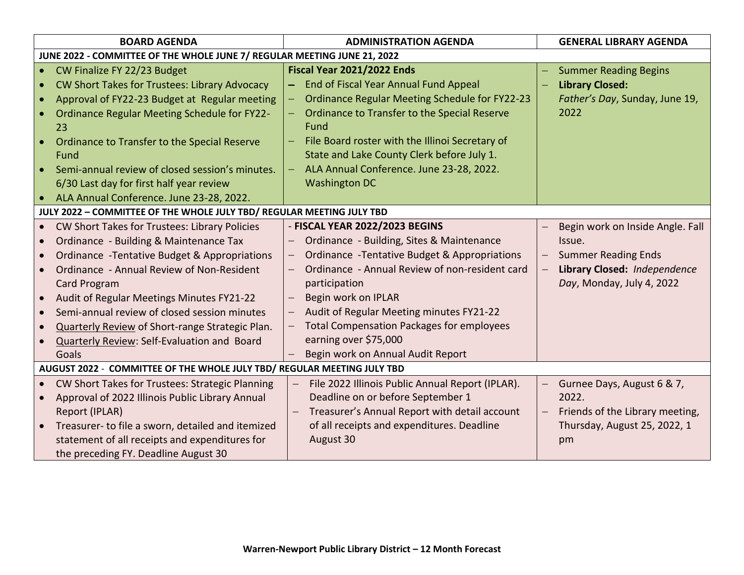| BOARD AGENDA | ADMINISTRATION AGENDA | GENERAL LIBRARY AGENDA |
|---|---|---|
| **JUNE 2022 - COMMITTEE OF THE WHOLE JUNE 7/ REGULAR MEETING JUNE 21, 2022** | | |
| • CW Finalize FY 22/23 Budget<br>• CW Short Takes for Trustees: Library Advocacy<br>• Approval of FY22-23 Budget at Regular meeting<br>• Ordinance Regular Meeting Schedule for FY22-23<br>• Ordinance to Transfer to the Special Reserve Fund<br>• Semi-annual review of closed session's minutes. 6/30 Last day for first half year review<br>• ALA Annual Conference. June 23-28, 2022. | **Fiscal Year 2021/2022 Ends**<br>– End of Fiscal Year Annual Fund Appeal<br>– Ordinance Regular Meeting Schedule for FY22-23<br>– Ordinance to Transfer to the Special Reserve Fund<br>– File Board roster with the Illinoi Secretary of State and Lake County Clerk before July 1.<br>– ALA Annual Conference. June 23-28, 2022. Washington DC | – Summer Reading Begins<br>– **Library Closed:** *Father's Day*, Sunday, June 19, 2022 |
| **JULY 2022 – COMMITTEE OF THE WHOLE JULY TBD/ REGULAR MEETING JULY TBD** | | |
| • CW Short Takes for Trustees: Library Policies<br>• Ordinance - Building & Maintenance Tax<br>• Ordinance -Tentative Budget & Appropriations<br>• Ordinance - Annual Review of Non-Resident Card Program<br>• Audit of Regular Meetings Minutes FY21-22<br>• Semi-annual review of closed session minutes<br>• Quarterly Review of Short-range Strategic Plan.<br>• Quarterly Review: Self-Evaluation and Board Goals | - **FISCAL YEAR 2022/2023 BEGINS**<br>– Ordinance - Building, Sites & Maintenance<br>– Ordinance -Tentative Budget & Appropriations<br>– Ordinance - Annual Review of non-resident card participation<br>– Begin work on IPLAR<br>– Audit of Regular Meeting minutes FY21-22<br>– Total Compensation Packages for employees earning over $75,000<br>– Begin work on Annual Audit Report | – Begin work on Inside Angle. Fall Issue.<br>– Summer Reading Ends<br>– **Library Closed:** *Independence Day*, Monday, July 4, 2022 |
| **AUGUST 2022 - COMMITTEE OF THE WHOLE JULY TBD/ REGULAR MEETING JULY TBD** | | |
| • CW Short Takes for Trustees: Strategic Planning<br>• Approval of 2022 Illinois Public Library Annual Report (IPLAR)<br>• Treasurer- to file a sworn, detailed and itemized statement of all receipts and expenditures for the preceding FY. Deadline August 30 | – File 2022 Illinois Public Annual Report (IPLAR). Deadline on or before September 1<br>– Treasurer's Annual Report with detail account of all receipts and expenditures. Deadline August 30 | – Gurnee Days, August 6 & 7, 2022.<br>– Friends of the Library meeting, Thursday, August 25, 2022, 1 pm |

**Warren-Newport Public Library District – 12 Month Forecast**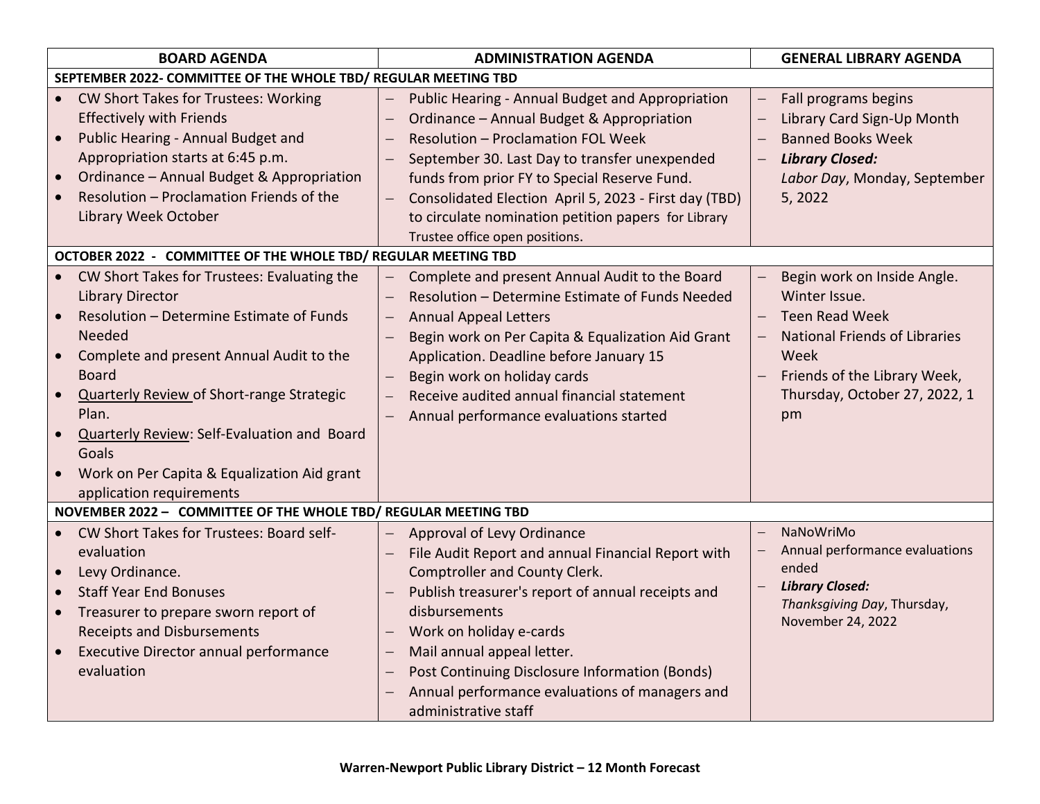| BOARD AGENDA | ADMINISTRATION AGENDA | GENERAL LIBRARY AGENDA |
|---|---|---|
| **SEPTEMBER 2022- COMMITTEE OF THE WHOLE TBD/ REGULAR MEETING TBD** | | |
| • CW Short Takes for Trustees: Working Effectively with Friends<br>• Public Hearing - Annual Budget and Appropriation starts at 6:45 p.m.<br>• Ordinance – Annual Budget & Appropriation<br>• Resolution – Proclamation Friends of the Library Week October | – Public Hearing - Annual Budget and Appropriation<br>– Ordinance – Annual Budget & Appropriation<br>– Resolution – Proclamation FOL Week<br>– September 30. Last Day to transfer unexpended funds from prior FY to Special Reserve Fund.<br>– Consolidated Election April 5, 2023 - First day (TBD) to circulate nomination petition papers for Library Trustee office open positions. | – Fall programs begins<br>– Library Card Sign-Up Month<br>– Banned Books Week<br>– ***Library Closed:*** *Labor Day*, Monday, September 5, 2022 |
| **OCTOBER 2022 - COMMITTEE OF THE WHOLE TBD/ REGULAR MEETING TBD** | | |
| • CW Short Takes for Trustees: Evaluating the Library Director<br>• Resolution – Determine Estimate of Funds Needed<br>• Complete and present Annual Audit to the Board<br>• Quarterly Review of Short-range Strategic Plan.<br>• Quarterly Review: Self-Evaluation and Board Goals<br>• Work on Per Capita & Equalization Aid grant application requirements | – Complete and present Annual Audit to the Board<br>– Resolution – Determine Estimate of Funds Needed<br>– Annual Appeal Letters<br>– Begin work on Per Capita & Equalization Aid Grant Application. Deadline before January 15<br>– Begin work on holiday cards<br>– Receive audited annual financial statement<br>– Annual performance evaluations started | – Begin work on Inside Angle. Winter Issue.<br>– Teen Read Week<br>– National Friends of Libraries Week<br>– Friends of the Library Week, Thursday, October 27, 2022, 1 pm |
| **NOVEMBER 2022 – COMMITTEE OF THE WHOLE TBD/ REGULAR MEETING TBD** | | |
| • CW Short Takes for Trustees: Board self-evaluation<br>• Levy Ordinance.<br>• Staff Year End Bonuses<br>• Treasurer to prepare sworn report of Receipts and Disbursements<br>• Executive Director annual performance evaluation | – Approval of Levy Ordinance<br>– File Audit Report and annual Financial Report with Comptroller and County Clerk.<br>– Publish treasurer's report of annual receipts and disbursements<br>– Work on holiday e-cards<br>– Mail annual appeal letter.<br>– Post Continuing Disclosure Information (Bonds)<br>– Annual performance evaluations of managers and administrative staff | – NaNoWriMo<br>– Annual performance evaluations ended<br>– ***Library Closed:*** *Thanksgiving Day*, Thursday, November 24, 2022 |

**Warren-Newport Public Library District – 12 Month Forecast**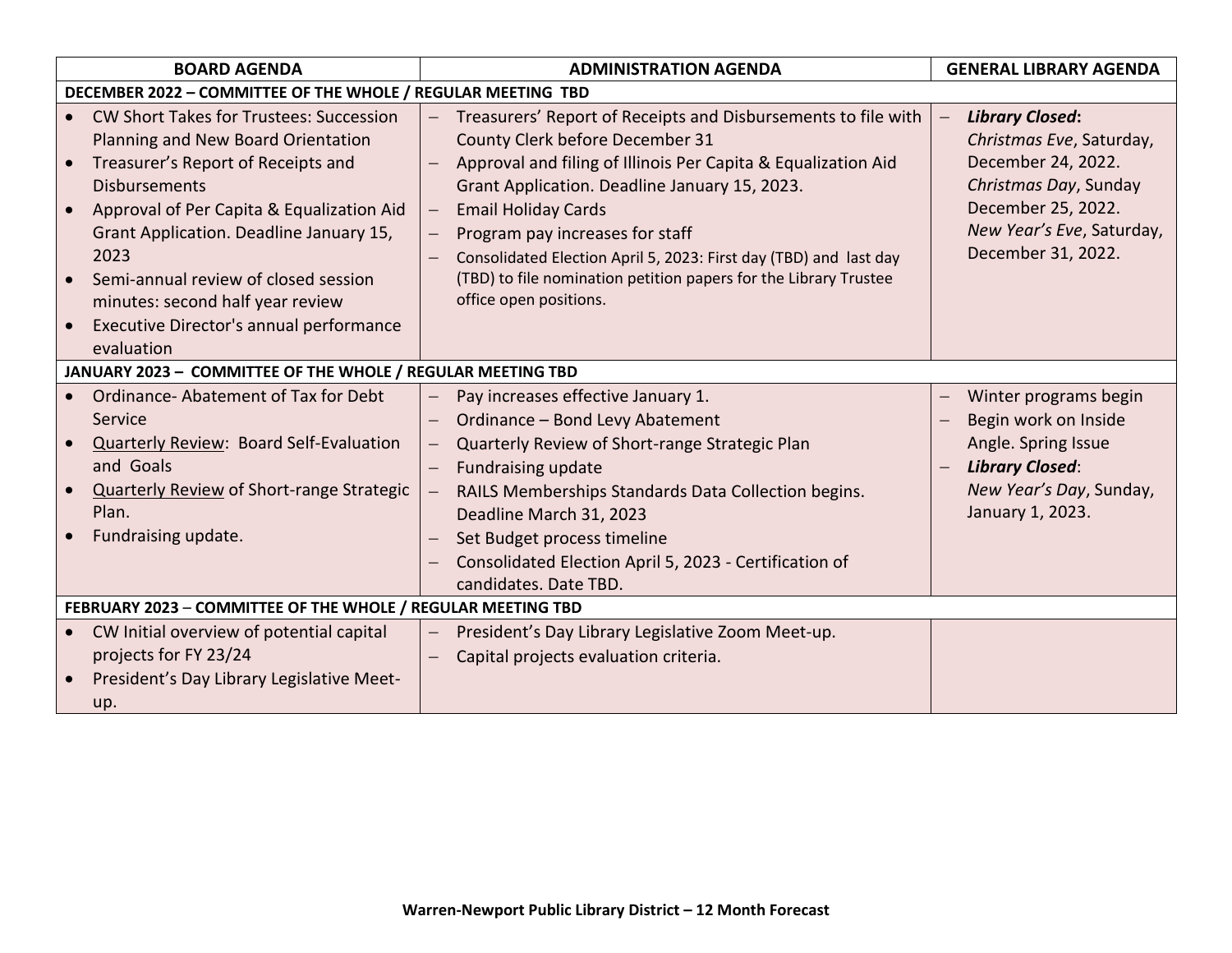| BOARD AGENDA | ADMINISTRATION AGENDA | GENERAL LIBRARY AGENDA |
|---|---|---|
| **DECEMBER 2022 – COMMITTEE OF THE WHOLE / REGULAR MEETING TBD** | | |
| • CW Short Takes for Trustees: Succession Planning and New Board Orientation<br>• Treasurer's Report of Receipts and Disbursements<br>• Approval of Per Capita & Equalization Aid Grant Application. Deadline January 15, 2023<br>• Semi-annual review of closed session minutes: second half year review<br>• Executive Director's annual performance evaluation | – Treasurers' Report of Receipts and Disbursements to file with County Clerk before December 31<br>– Approval and filing of Illinois Per Capita & Equalization Aid Grant Application. Deadline January 15, 2023.<br>– Email Holiday Cards<br>– Program pay increases for staff<br>– Consolidated Election April 5, 2023: First day (TBD) and last day (TBD) to file nomination petition papers for the Library Trustee office open positions. | – ***Library Closed*:** *Christmas Eve*, Saturday, December 24, 2022. *Christmas Day*, Sunday December 25, 2022. *New Year's Eve*, Saturday, December 31, 2022. |
| **JANUARY 2023 – COMMITTEE OF THE WHOLE / REGULAR MEETING TBD** | | |
| • Ordinance- Abatement of Tax for Debt Service<br>• <u>Quarterly Review</u>: Board Self-Evaluation and Goals<br>• <u>Quarterly Review</u> of Short-range Strategic Plan.<br>• Fundraising update. | – Pay increases effective January 1.<br>– Ordinance – Bond Levy Abatement<br>– Quarterly Review of Short-range Strategic Plan<br>– Fundraising update<br>– RAILS Memberships Standards Data Collection begins. Deadline March 31, 2023<br>– Set Budget process timeline<br>– Consolidated Election April 5, 2023 - Certification of candidates. Date TBD. | – Winter programs begin<br>– Begin work on Inside Angle. Spring Issue<br>– ***Library Closed***: *New Year's Day*, Sunday, January 1, 2023. |
| **FEBRUARY 2023 – COMMITTEE OF THE WHOLE / REGULAR MEETING TBD** | | |
| • CW Initial overview of potential capital projects for FY 23/24<br>• President's Day Library Legislative Meet-up. | – President's Day Library Legislative Zoom Meet-up.<br>– Capital projects evaluation criteria. | |

**Warren-Newport Public Library District – 12 Month Forecast**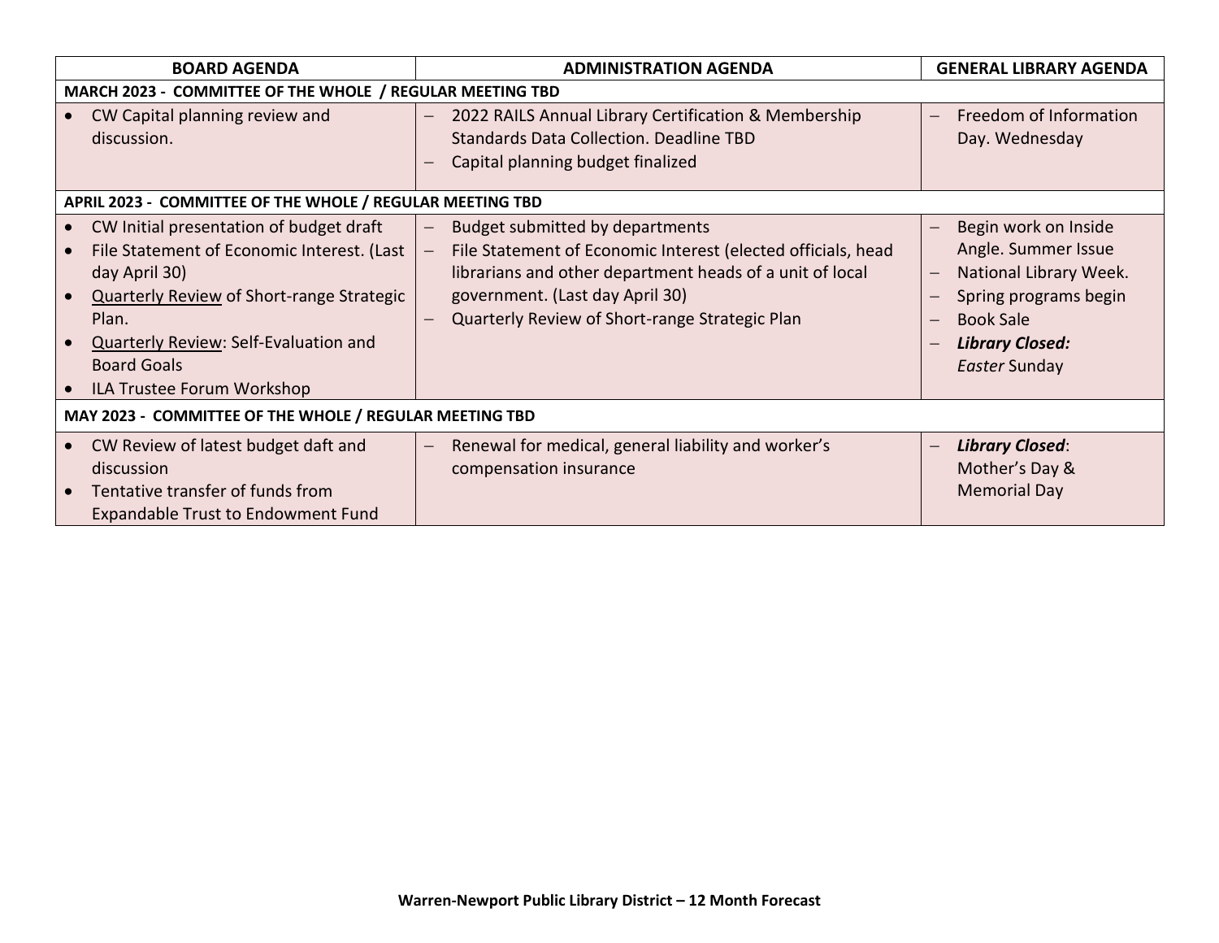| BOARD AGENDA | ADMINISTRATION AGENDA | GENERAL LIBRARY AGENDA |
|---|---|---|
| **MARCH 2023 - COMMITTEE OF THE WHOLE / REGULAR MEETING TBD** | | |
| • CW Capital planning review and discussion. | – 2022 RAILS Annual Library Certification & Membership Standards Data Collection. Deadline TBD<br>– Capital planning budget finalized | – Freedom of Information Day. Wednesday |
| **APRIL 2023 - COMMITTEE OF THE WHOLE / REGULAR MEETING TBD** | | |
| • CW Initial presentation of budget draft<br>• File Statement of Economic Interest. (Last day April 30)<br>• Quarterly Review of Short-range Strategic Plan.<br>• Quarterly Review: Self-Evaluation and Board Goals<br>• ILA Trustee Forum Workshop | – Budget submitted by departments<br>– File Statement of Economic Interest (elected officials, head librarians and other department heads of a unit of local government. (Last day April 30)<br>– Quarterly Review of Short-range Strategic Plan | – Begin work on Inside Angle. Summer Issue<br>– National Library Week.<br>– Spring programs begin<br>– Book Sale<br>– ***Library Closed:*** *Easter* Sunday |
| **MAY 2023 - COMMITTEE OF THE WHOLE / REGULAR MEETING TBD** | | |
| • CW Review of latest budget daft and discussion<br>• Tentative transfer of funds from Expandable Trust to Endowment Fund | – Renewal for medical, general liability and worker's compensation insurance | – ***Library Closed***: Mother's Day & Memorial Day |

**Warren-Newport Public Library District – 12 Month Forecast**